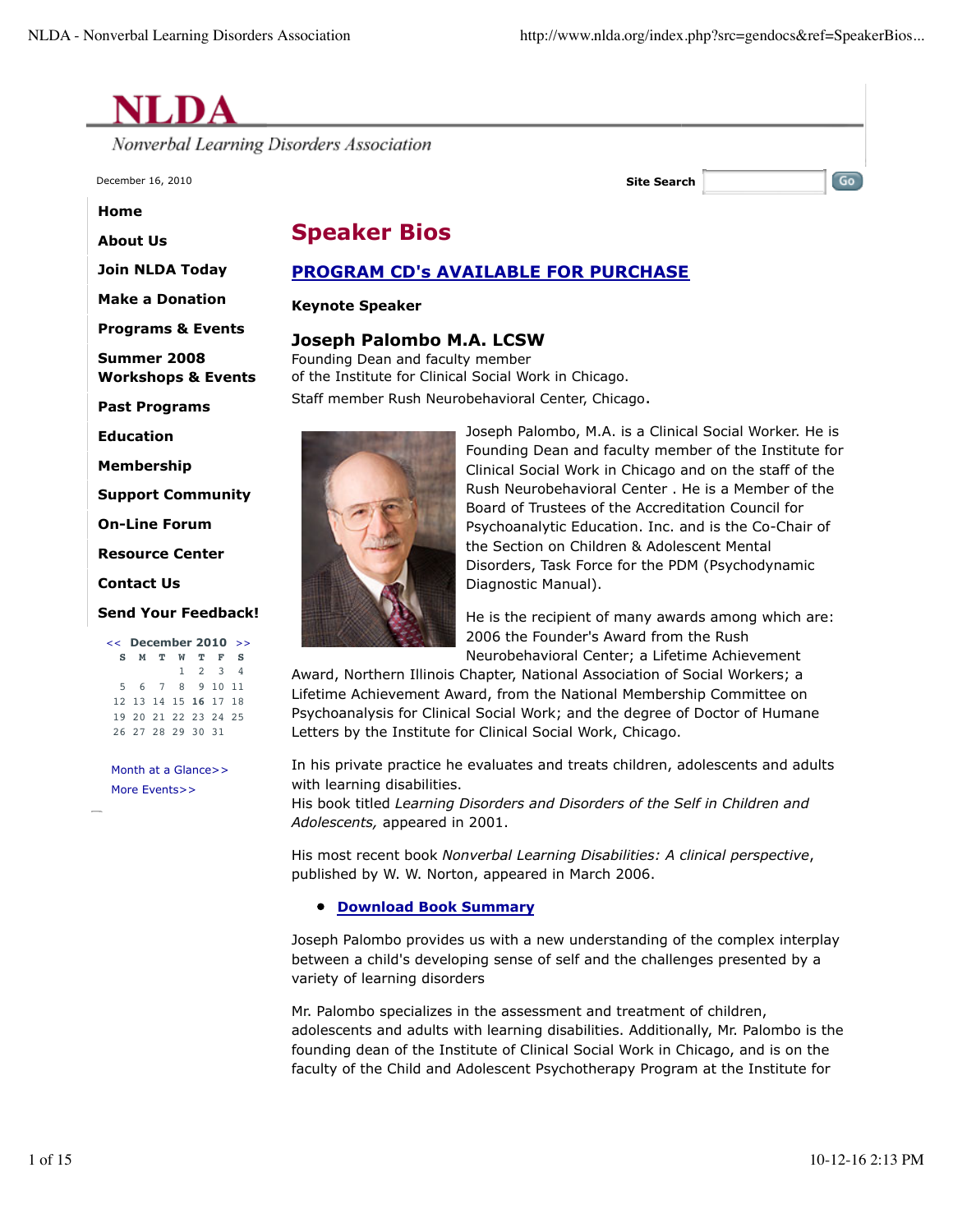# NLDA

Nonverbal Learning Disorders Association

December 16, 2010

Site Search

- Home
- About Us
- Join NLDA Today
- Make a Donation
- Programs & Events
- Summer 2008 Workshops & Events
- Past Programs
- Education
- Membership
- Support Community
- On-Line Forum
- Resource Center
- Contact Us
- Send Your Feedback!

| << December 2010 >> | | | | | | |
|---|---|---|---|---|---|---|
| S | M | T | W | T | F | S |
| | | | 1 | 2 | 3 | 4 |
| 5 | 6 | 7 | 8 | 9 | 10 | 11 |
| 12 | 13 | 14 | 15 | 16 | 17 | 18 |
| 19 | 20 | 21 | 22 | 23 | 24 | 25 |
| 26 | 27 | 28 | 29 | 30 | 31 | |

Month at a Glance>>

More Events>>

## Speaker Bios

### PROGRAM CD's AVAILABLE FOR PURCHASE

**Keynote Speaker**

### Joseph Palombo M.A. LCSW

Founding Dean and faculty member of the Institute for Clinical Social Work in Chicago.

Staff member Rush Neurobehavioral Center, Chicago.

Joseph Palombo, M.A. is a Clinical Social Worker. He is Founding Dean and faculty member of the Institute for Clinical Social Work in Chicago and on the staff of the Rush Neurobehavioral Center . He is a Member of the Board of Trustees of the Accreditation Council for Psychoanalytic Education. Inc. and is the Co-Chair of the Section on Children & Adolescent Mental Disorders, Task Force for the PDM (Psychodynamic Diagnostic Manual).

He is the recipient of many awards among which are: 2006 the Founder's Award from the Rush Neurobehavioral Center; a Lifetime Achievement Award, Northern Illinois Chapter, National Association of Social Workers; a Lifetime Achievement Award, from the National Membership Committee on Psychoanalysis for Clinical Social Work; and the degree of Doctor of Humane Letters by the Institute for Clinical Social Work, Chicago.

In his private practice he evaluates and treats children, adolescents and adults with learning disabilities.
His book titled *Learning Disorders and Disorders of the Self in Children and Adolescents,* appeared in 2001.

His most recent book *Nonverbal Learning Disabilities: A clinical perspective*, published by W. W. Norton, appeared in March 2006.

- **Download Book Summary**

Joseph Palombo provides us with a new understanding of the complex interplay between a child's developing sense of self and the challenges presented by a variety of learning disorders

Mr. Palombo specializes in the assessment and treatment of children, adolescents and adults with learning disabilities. Additionally, Mr. Palombo is the founding dean of the Institute of Clinical Social Work in Chicago, and is on the faculty of the Child and Adolescent Psychotherapy Program at the Institute for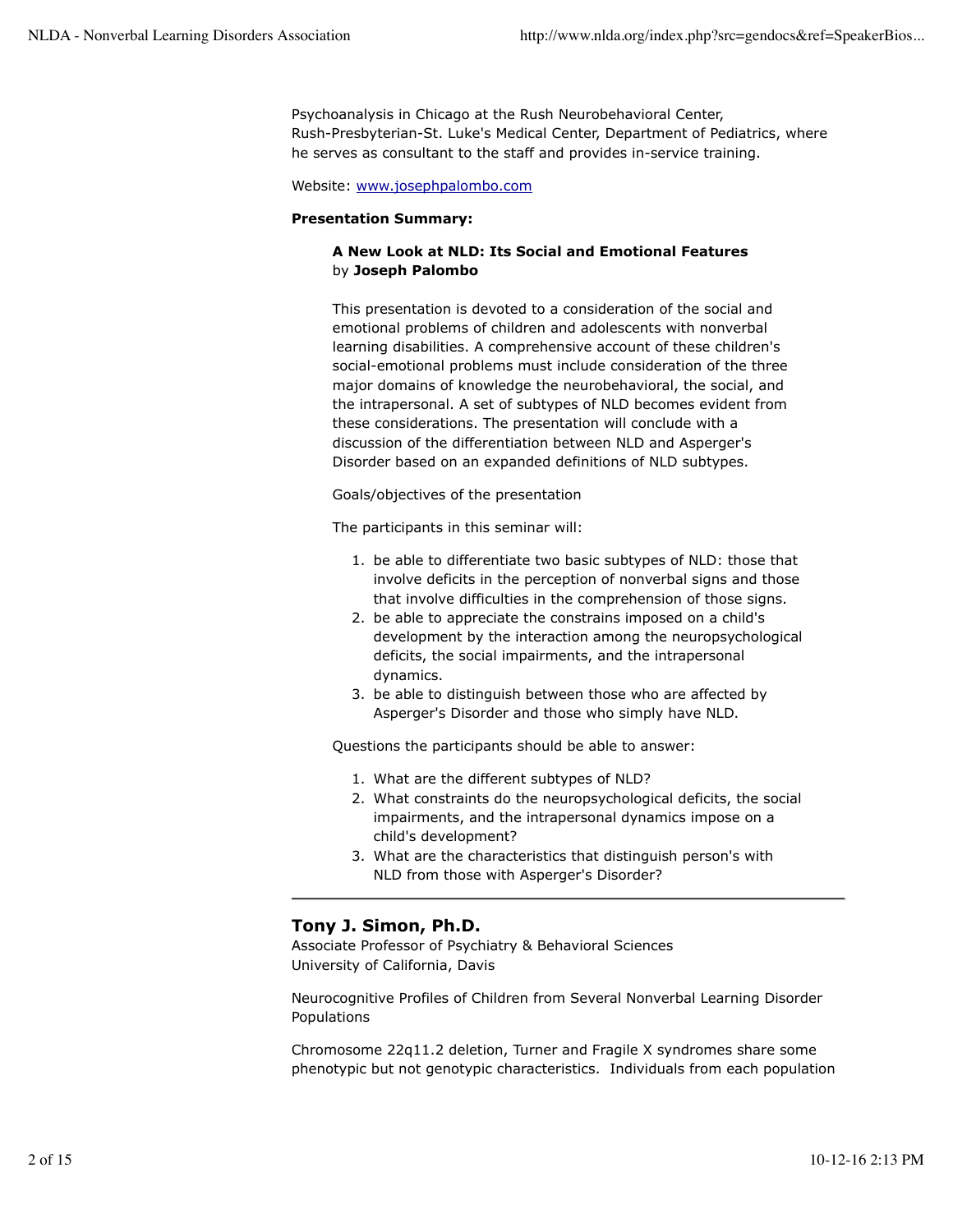Psychoanalysis in Chicago at the Rush Neurobehavioral Center, Rush-Presbyterian-St. Luke's Medical Center, Department of Pediatrics, where he serves as consultant to the staff and provides in-service training.

Website: www.josephpalombo.com

**Presentation Summary:**

**A New Look at NLD: Its Social and Emotional Features**
by **Joseph Palombo**

This presentation is devoted to a consideration of the social and emotional problems of children and adolescents with nonverbal learning disabilities. A comprehensive account of these children's social-emotional problems must include consideration of the three major domains of knowledge the neurobehavioral, the social, and the intrapersonal. A set of subtypes of NLD becomes evident from these considerations. The presentation will conclude with a discussion of the differentiation between NLD and Asperger's Disorder based on an expanded definitions of NLD subtypes.

Goals/objectives of the presentation

The participants in this seminar will:

1. be able to differentiate two basic subtypes of NLD: those that involve deficits in the perception of nonverbal signs and those that involve difficulties in the comprehension of those signs.
2. be able to appreciate the constrains imposed on a child's development by the interaction among the neuropsychological deficits, the social impairments, and the intrapersonal dynamics.
3. be able to distinguish between those who are affected by Asperger's Disorder and those who simply have NLD.

Questions the participants should be able to answer:

1. What are the different subtypes of NLD?
2. What constraints do the neuropsychological deficits, the social impairments, and the intrapersonal dynamics impose on a child's development?
3. What are the characteristics that distinguish person's with NLD from those with Asperger's Disorder?

---

## Tony J. Simon, Ph.D.

Associate Professor of Psychiatry & Behavioral Sciences
University of California, Davis

Neurocognitive Profiles of Children from Several Nonverbal Learning Disorder Populations

Chromosome 22q11.2 deletion, Turner and Fragile X syndromes share some phenotypic but not genotypic characteristics. Individuals from each population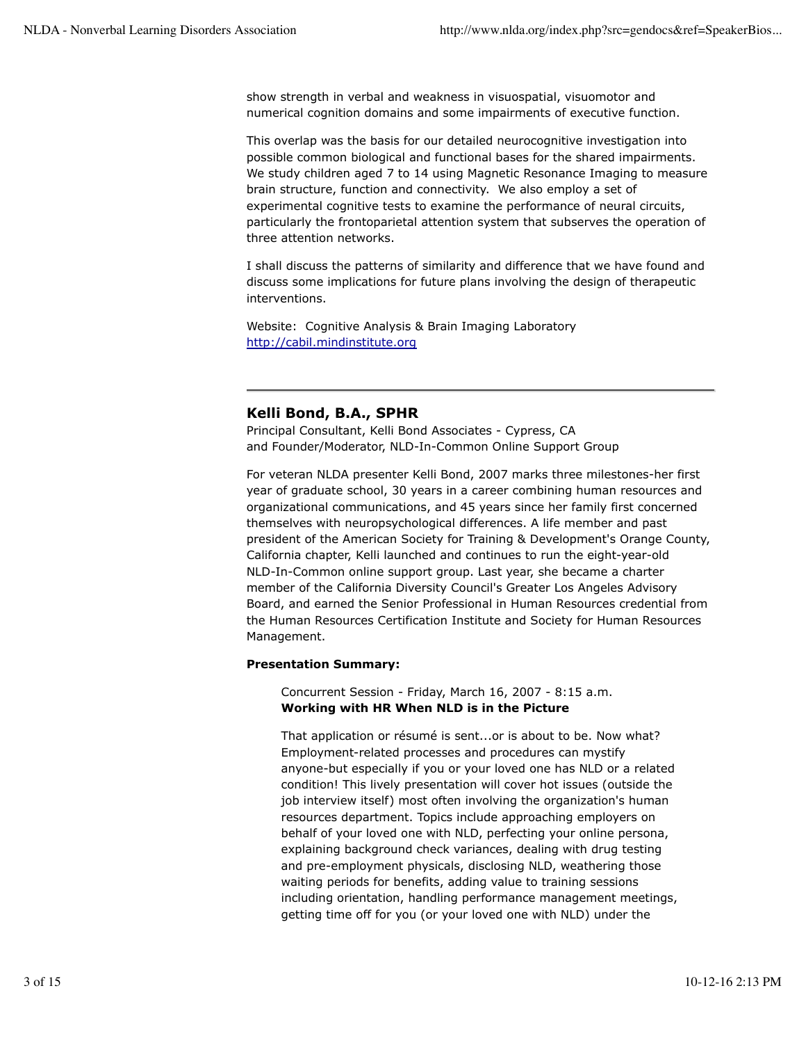show strength in verbal and weakness in visuospatial, visuomotor and numerical cognition domains and some impairments of executive function.

This overlap was the basis for our detailed neurocognitive investigation into possible common biological and functional bases for the shared impairments. We study children aged 7 to 14 using Magnetic Resonance Imaging to measure brain structure, function and connectivity. We also employ a set of experimental cognitive tests to examine the performance of neural circuits, particularly the frontoparietal attention system that subserves the operation of three attention networks.

I shall discuss the patterns of similarity and difference that we have found and discuss some implications for future plans involving the design of therapeutic interventions.

Website: Cognitive Analysis & Brain Imaging Laboratory
http://cabil.mindinstitute.org

---

## Kelli Bond, B.A., SPHR

Principal Consultant, Kelli Bond Associates - Cypress, CA
and Founder/Moderator, NLD-In-Common Online Support Group

For veteran NLDA presenter Kelli Bond, 2007 marks three milestones-her first year of graduate school, 30 years in a career combining human resources and organizational communications, and 45 years since her family first concerned themselves with neuropsychological differences. A life member and past president of the American Society for Training & Development's Orange County, California chapter, Kelli launched and continues to run the eight-year-old NLD-In-Common online support group. Last year, she became a charter member of the California Diversity Council's Greater Los Angeles Advisory Board, and earned the Senior Professional in Human Resources credential from the Human Resources Certification Institute and Society for Human Resources Management.

**Presentation Summary:**

Concurrent Session - Friday, March 16, 2007 - 8:15 a.m.
**Working with HR When NLD is in the Picture**

That application or résumé is sent...or is about to be. Now what? Employment-related processes and procedures can mystify anyone-but especially if you or your loved one has NLD or a related condition! This lively presentation will cover hot issues (outside the job interview itself) most often involving the organization's human resources department. Topics include approaching employers on behalf of your loved one with NLD, perfecting your online persona, explaining background check variances, dealing with drug testing and pre-employment physicals, disclosing NLD, weathering those waiting periods for benefits, adding value to training sessions including orientation, handling performance management meetings, getting time off for you (or your loved one with NLD) under the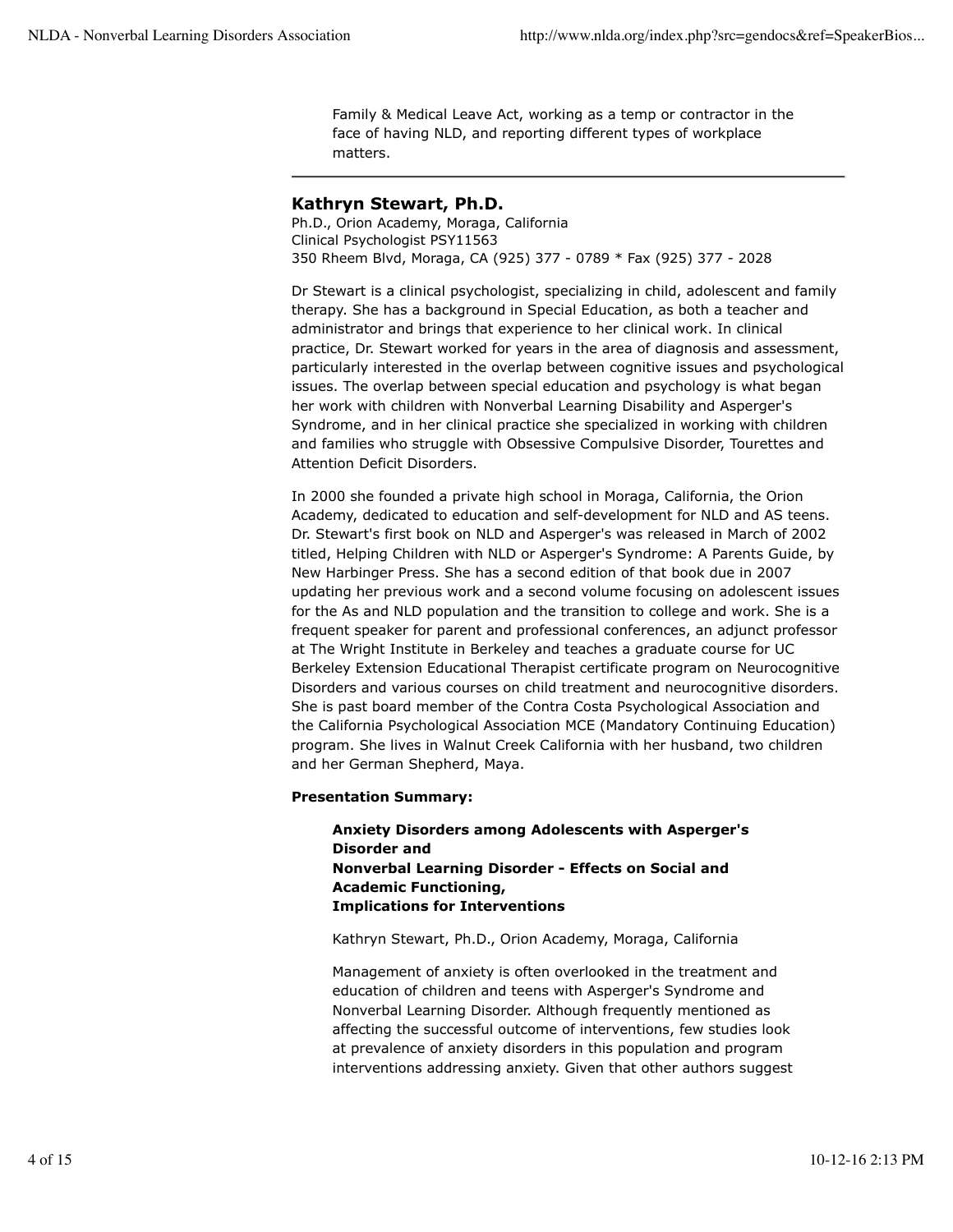Family & Medical Leave Act, working as a temp or contractor in the face of having NLD, and reporting different types of workplace matters.

---

## Kathryn Stewart, Ph.D.

Ph.D., Orion Academy, Moraga, California
Clinical Psychologist PSY11563
350 Rheem Blvd, Moraga, CA (925) 377 - 0789 * Fax (925) 377 - 2028

Dr Stewart is a clinical psychologist, specializing in child, adolescent and family therapy. She has a background in Special Education, as both a teacher and administrator and brings that experience to her clinical work. In clinical practice, Dr. Stewart worked for years in the area of diagnosis and assessment, particularly interested in the overlap between cognitive issues and psychological issues. The overlap between special education and psychology is what began her work with children with Nonverbal Learning Disability and Asperger's Syndrome, and in her clinical practice she specialized in working with children and families who struggle with Obsessive Compulsive Disorder, Tourettes and Attention Deficit Disorders.

In 2000 she founded a private high school in Moraga, California, the Orion Academy, dedicated to education and self-development for NLD and AS teens. Dr. Stewart's first book on NLD and Asperger's was released in March of 2002 titled, Helping Children with NLD or Asperger's Syndrome: A Parents Guide, by New Harbinger Press. She has a second edition of that book due in 2007 updating her previous work and a second volume focusing on adolescent issues for the As and NLD population and the transition to college and work. She is a frequent speaker for parent and professional conferences, an adjunct professor at The Wright Institute in Berkeley and teaches a graduate course for UC Berkeley Extension Educational Therapist certificate program on Neurocognitive Disorders and various courses on child treatment and neurocognitive disorders. She is past board member of the Contra Costa Psychological Association and the California Psychological Association MCE (Mandatory Continuing Education) program. She lives in Walnut Creek California with her husband, two children and her German Shepherd, Maya.

**Presentation Summary:**

**Anxiety Disorders among Adolescents with Asperger's Disorder and
Nonverbal Learning Disorder - Effects on Social and Academic Functioning,
Implications for Interventions**

Kathryn Stewart, Ph.D., Orion Academy, Moraga, California

Management of anxiety is often overlooked in the treatment and education of children and teens with Asperger's Syndrome and Nonverbal Learning Disorder. Although frequently mentioned as affecting the successful outcome of interventions, few studies look at prevalence of anxiety disorders in this population and program interventions addressing anxiety. Given that other authors suggest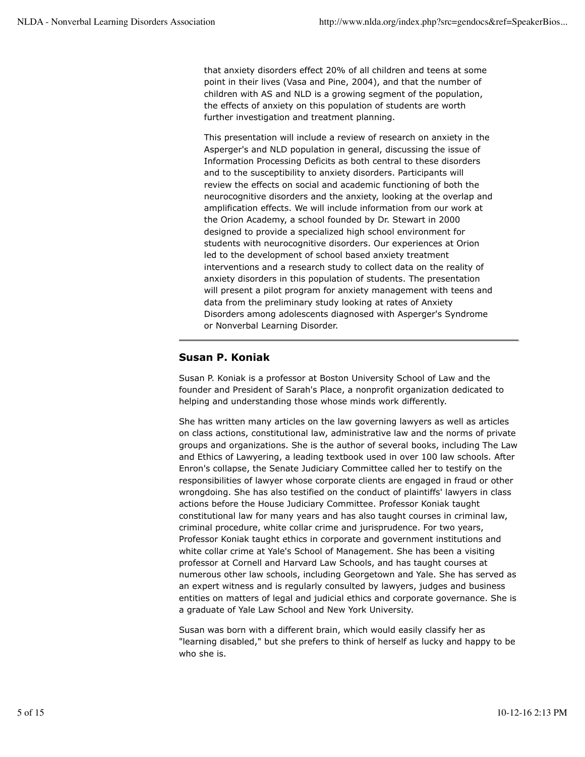that anxiety disorders effect 20% of all children and teens at some point in their lives (Vasa and Pine, 2004), and that the number of children with AS and NLD is a growing segment of the population, the effects of anxiety on this population of students are worth further investigation and treatment planning.

This presentation will include a review of research on anxiety in the Asperger's and NLD population in general, discussing the issue of Information Processing Deficits as both central to these disorders and to the susceptibility to anxiety disorders. Participants will review the effects on social and academic functioning of both the neurocognitive disorders and the anxiety, looking at the overlap and amplification effects. We will include information from our work at the Orion Academy, a school founded by Dr. Stewart in 2000 designed to provide a specialized high school environment for students with neurocognitive disorders. Our experiences at Orion led to the development of school based anxiety treatment interventions and a research study to collect data on the reality of anxiety disorders in this population of students. The presentation will present a pilot program for anxiety management with teens and data from the preliminary study looking at rates of Anxiety Disorders among adolescents diagnosed with Asperger's Syndrome or Nonverbal Learning Disorder.

---

## Susan P. Koniak

Susan P. Koniak is a professor at Boston University School of Law and the founder and President of Sarah's Place, a nonprofit organization dedicated to helping and understanding those whose minds work differently.

She has written many articles on the law governing lawyers as well as articles on class actions, constitutional law, administrative law and the norms of private groups and organizations. She is the author of several books, including The Law and Ethics of Lawyering, a leading textbook used in over 100 law schools. After Enron's collapse, the Senate Judiciary Committee called her to testify on the responsibilities of lawyer whose corporate clients are engaged in fraud or other wrongdoing. She has also testified on the conduct of plaintiffs' lawyers in class actions before the House Judiciary Committee. Professor Koniak taught constitutional law for many years and has also taught courses in criminal law, criminal procedure, white collar crime and jurisprudence. For two years, Professor Koniak taught ethics in corporate and government institutions and white collar crime at Yale's School of Management. She has been a visiting professor at Cornell and Harvard Law Schools, and has taught courses at numerous other law schools, including Georgetown and Yale. She has served as an expert witness and is regularly consulted by lawyers, judges and business entities on matters of legal and judicial ethics and corporate governance. She is a graduate of Yale Law School and New York University.

Susan was born with a different brain, which would easily classify her as "learning disabled," but she prefers to think of herself as lucky and happy to be who she is.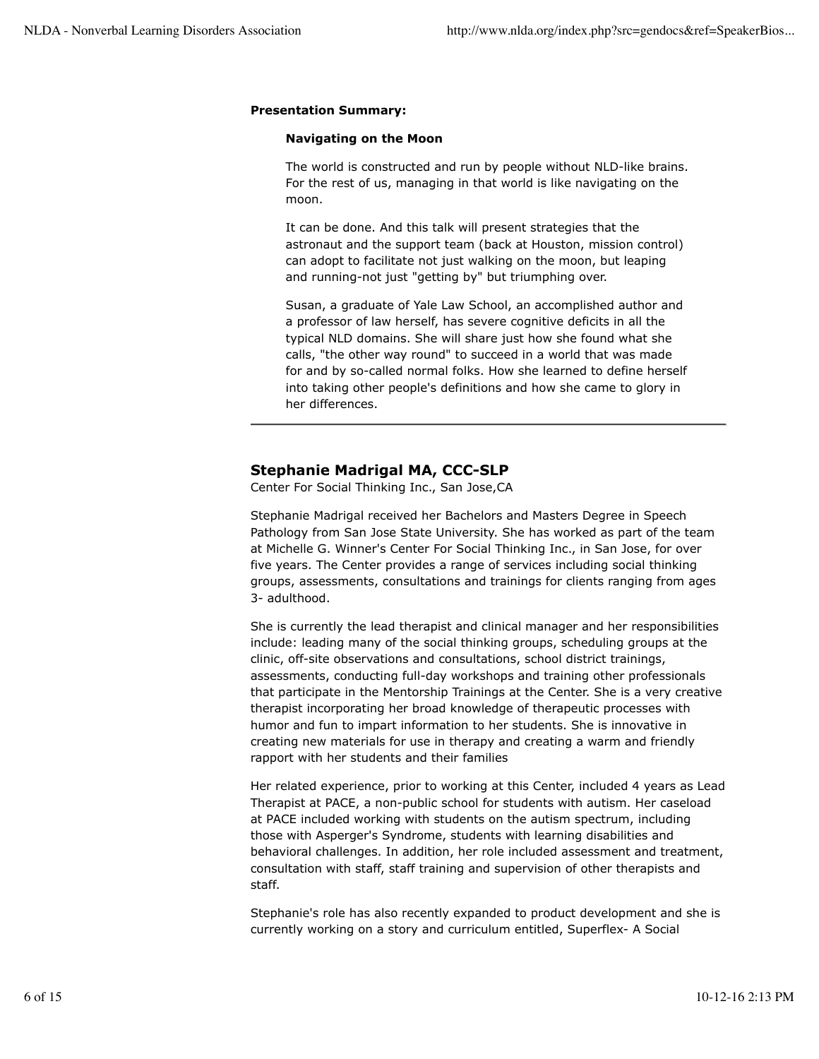**Presentation Summary:**

**Navigating on the Moon**

The world is constructed and run by people without NLD-like brains. For the rest of us, managing in that world is like navigating on the moon.

It can be done. And this talk will present strategies that the astronaut and the support team (back at Houston, mission control) can adopt to facilitate not just walking on the moon, but leaping and running-not just "getting by" but triumphing over.

Susan, a graduate of Yale Law School, an accomplished author and a professor of law herself, has severe cognitive deficits in all the typical NLD domains. She will share just how she found what she calls, "the other way round" to succeed in a world that was made for and by so-called normal folks. How she learned to define herself into taking other people's definitions and how she came to glory in her differences.

---

## Stephanie Madrigal MA, CCC-SLP

Center For Social Thinking Inc., San Jose,CA

Stephanie Madrigal received her Bachelors and Masters Degree in Speech Pathology from San Jose State University. She has worked as part of the team at Michelle G. Winner's Center For Social Thinking Inc., in San Jose, for over five years. The Center provides a range of services including social thinking groups, assessments, consultations and trainings for clients ranging from ages 3- adulthood.

She is currently the lead therapist and clinical manager and her responsibilities include: leading many of the social thinking groups, scheduling groups at the clinic, off-site observations and consultations, school district trainings, assessments, conducting full-day workshops and training other professionals that participate in the Mentorship Trainings at the Center. She is a very creative therapist incorporating her broad knowledge of therapeutic processes with humor and fun to impart information to her students. She is innovative in creating new materials for use in therapy and creating a warm and friendly rapport with her students and their families

Her related experience, prior to working at this Center, included 4 years as Lead Therapist at PACE, a non-public school for students with autism. Her caseload at PACE included working with students on the autism spectrum, including those with Asperger's Syndrome, students with learning disabilities and behavioral challenges. In addition, her role included assessment and treatment, consultation with staff, staff training and supervision of other therapists and staff.

Stephanie's role has also recently expanded to product development and she is currently working on a story and curriculum entitled, Superflex- A Social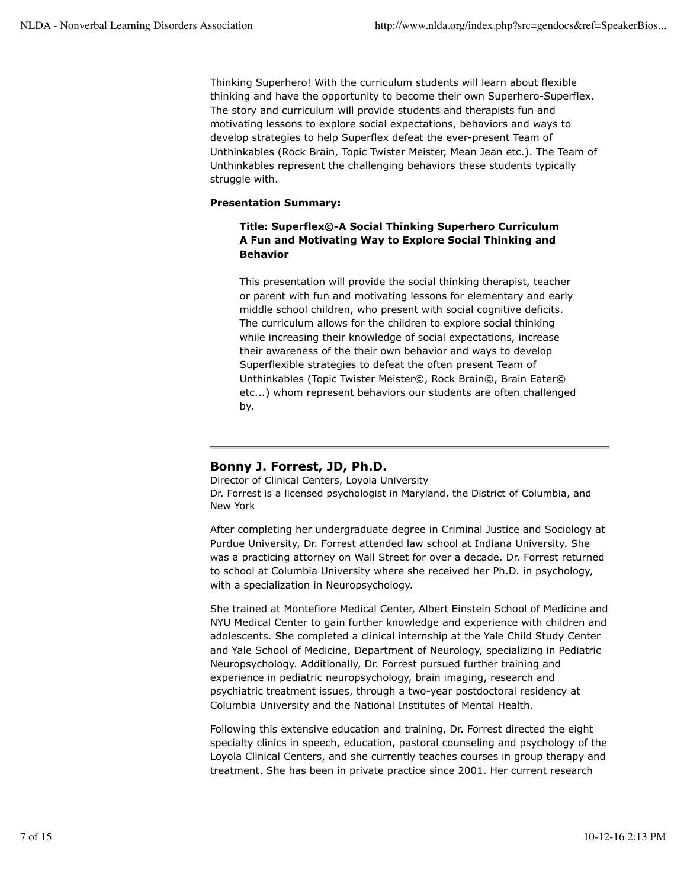Thinking Superhero! With the curriculum students will learn about flexible thinking and have the opportunity to become their own Superhero-Superflex. The story and curriculum will provide students and therapists fun and motivating lessons to explore social expectations, behaviors and ways to develop strategies to help Superflex defeat the ever-present Team of Unthinkables (Rock Brain, Topic Twister Meister, Mean Jean etc.). The Team of Unthinkables represent the challenging behaviors these students typically struggle with.

**Presentation Summary:**

> **Title: Superflex©-A Social Thinking Superhero Curriculum A Fun and Motivating Way to Explore Social Thinking and Behavior**
>
> This presentation will provide the social thinking therapist, teacher or parent with fun and motivating lessons for elementary and early middle school children, who present with social cognitive deficits. The curriculum allows for the children to explore social thinking while increasing their knowledge of social expectations, increase their awareness of the their own behavior and ways to develop Superflexible strategies to defeat the often present Team of Unthinkables (Topic Twister Meister©, Rock Brain©, Brain Eater© etc...) whom represent behaviors our students are often challenged by.

---

## Bonny J. Forrest, JD, Ph.D.

Director of Clinical Centers, Loyola University
Dr. Forrest is a licensed psychologist in Maryland, the District of Columbia, and New York

After completing her undergraduate degree in Criminal Justice and Sociology at Purdue University, Dr. Forrest attended law school at Indiana University. She was a practicing attorney on Wall Street for over a decade. Dr. Forrest returned to school at Columbia University where she received her Ph.D. in psychology, with a specialization in Neuropsychology.

She trained at Montefiore Medical Center, Albert Einstein School of Medicine and NYU Medical Center to gain further knowledge and experience with children and adolescents. She completed a clinical internship at the Yale Child Study Center and Yale School of Medicine, Department of Neurology, specializing in Pediatric Neuropsychology. Additionally, Dr. Forrest pursued further training and experience in pediatric neuropsychology, brain imaging, research and psychiatric treatment issues, through a two-year postdoctoral residency at Columbia University and the National Institutes of Mental Health.

Following this extensive education and training, Dr. Forrest directed the eight specialty clinics in speech, education, pastoral counseling and psychology of the Loyola Clinical Centers, and she currently teaches courses in group therapy and treatment. She has been in private practice since 2001. Her current research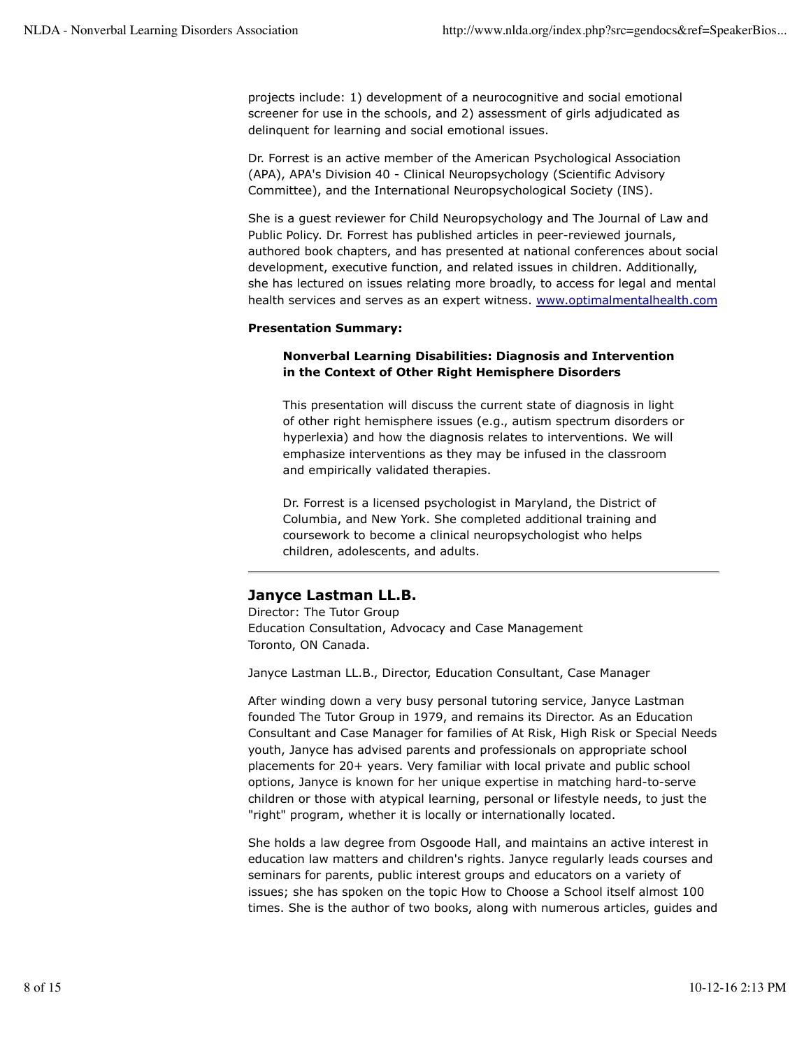projects include: 1) development of a neurocognitive and social emotional screener for use in the schools, and 2) assessment of girls adjudicated as delinquent for learning and social emotional issues.

Dr. Forrest is an active member of the American Psychological Association (APA), APA's Division 40 - Clinical Neuropsychology (Scientific Advisory Committee), and the International Neuropsychological Society (INS).

She is a guest reviewer for Child Neuropsychology and The Journal of Law and Public Policy. Dr. Forrest has published articles in peer-reviewed journals, authored book chapters, and has presented at national conferences about social development, executive function, and related issues in children. Additionally, she has lectured on issues relating more broadly, to access for legal and mental health services and serves as an expert witness. [www.optimalmentalhealth.com](http://www.optimalmentalhealth.com)

**Presentation Summary:**

> **Nonverbal Learning Disabilities: Diagnosis and Intervention in the Context of Other Right Hemisphere Disorders**
>
> This presentation will discuss the current state of diagnosis in light of other right hemisphere issues (e.g., autism spectrum disorders or hyperlexia) and how the diagnosis relates to interventions. We will emphasize interventions as they may be infused in the classroom and empirically validated therapies.
>
> Dr. Forrest is a licensed psychologist in Maryland, the District of Columbia, and New York. She completed additional training and coursework to become a clinical neuropsychologist who helps children, adolescents, and adults.

---

## Janyce Lastman LL.B.

Director: The Tutor Group
Education Consultation, Advocacy and Case Management
Toronto, ON Canada.

Janyce Lastman LL.B., Director, Education Consultant, Case Manager

After winding down a very busy personal tutoring service, Janyce Lastman founded The Tutor Group in 1979, and remains its Director. As an Education Consultant and Case Manager for families of At Risk, High Risk or Special Needs youth, Janyce has advised parents and professionals on appropriate school placements for 20+ years. Very familiar with local private and public school options, Janyce is known for her unique expertise in matching hard-to-serve children or those with atypical learning, personal or lifestyle needs, to just the "right" program, whether it is locally or internationally located.

She holds a law degree from Osgoode Hall, and maintains an active interest in education law matters and children's rights. Janyce regularly leads courses and seminars for parents, public interest groups and educators on a variety of issues; she has spoken on the topic How to Choose a School itself almost 100 times. She is the author of two books, along with numerous articles, guides and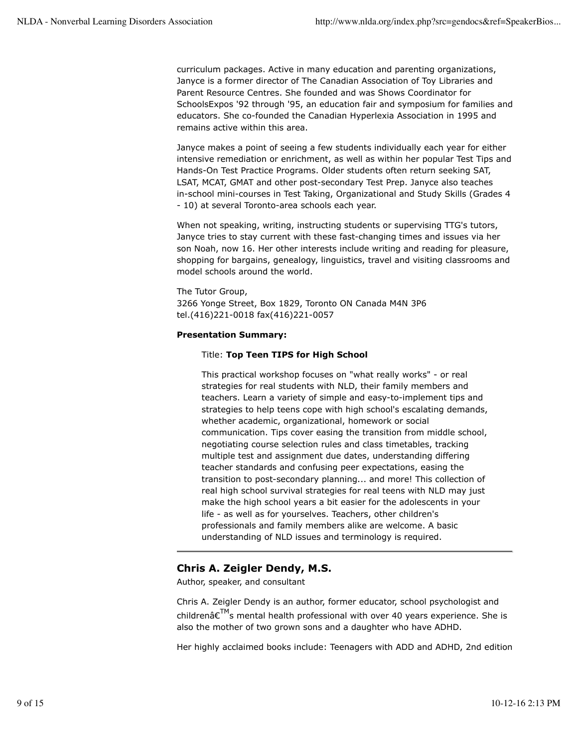curriculum packages. Active in many education and parenting organizations, Janyce is a former director of The Canadian Association of Toy Libraries and Parent Resource Centres. She founded and was Shows Coordinator for SchoolsExpos '92 through '95, an education fair and symposium for families and educators. She co-founded the Canadian Hyperlexia Association in 1995 and remains active within this area.

Janyce makes a point of seeing a few students individually each year for either intensive remediation or enrichment, as well as within her popular Test Tips and Hands-On Test Practice Programs. Older students often return seeking SAT, LSAT, MCAT, GMAT and other post-secondary Test Prep. Janyce also teaches in-school mini-courses in Test Taking, Organizational and Study Skills (Grades 4 - 10) at several Toronto-area schools each year.

When not speaking, writing, instructing students or supervising TTG's tutors, Janyce tries to stay current with these fast-changing times and issues via her son Noah, now 16. Her other interests include writing and reading for pleasure, shopping for bargains, genealogy, linguistics, travel and visiting classrooms and model schools around the world.

The Tutor Group,
3266 Yonge Street, Box 1829, Toronto ON Canada M4N 3P6
tel.(416)221-0018 fax(416)221-0057

**Presentation Summary:**

Title: **Top Teen TIPS for High School**

This practical workshop focuses on "what really works" - or real strategies for real students with NLD, their family members and teachers. Learn a variety of simple and easy-to-implement tips and strategies to help teens cope with high school's escalating demands, whether academic, organizational, homework or social communication. Tips cover easing the transition from middle school, negotiating course selection rules and class timetables, tracking multiple test and assignment due dates, understanding differing teacher standards and confusing peer expectations, easing the transition to post-secondary planning... and more! This collection of real high school survival strategies for real teens with NLD may just make the high school years a bit easier for the adolescents in your life - as well as for yourselves. Teachers, other children's professionals and family members alike are welcome. A basic understanding of NLD issues and terminology is required.

---

## Chris A. Zeigler Dendy, M.S.

Author, speaker, and consultant

Chris A. Zeigler Dendy is an author, former educator, school psychologist and childrenâ€™s mental health professional with over 40 years experience. She is also the mother of two grown sons and a daughter who have ADHD.

Her highly acclaimed books include: Teenagers with ADD and ADHD, 2nd edition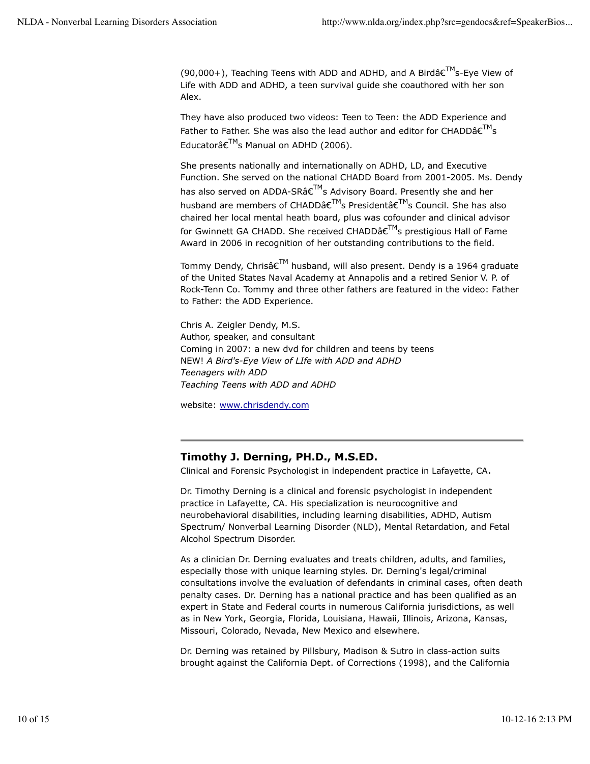(90,000+), Teaching Teens with ADD and ADHD, and A Birdâ€™s-Eye View of Life with ADD and ADHD, a teen survival guide she coauthored with her son Alex.

They have also produced two videos: Teen to Teen: the ADD Experience and Father to Father. She was also the lead author and editor for CHADDâ€™s Educatorâ€™s Manual on ADHD (2006).

She presents nationally and internationally on ADHD, LD, and Executive Function. She served on the national CHADD Board from 2001-2005. Ms. Dendy has also served on ADDA-SRâ€™s Advisory Board. Presently she and her husband are members of CHADDâ€™s Presidentâ€™s Council. She has also chaired her local mental heath board, plus was cofounder and clinical advisor for Gwinnett GA CHADD. She received CHADDâ€™s prestigious Hall of Fame Award in 2006 in recognition of her outstanding contributions to the field.

Tommy Dendy, Chrisâ€™ husband, will also present. Dendy is a 1964 graduate of the United States Naval Academy at Annapolis and a retired Senior V. P. of Rock-Tenn Co. Tommy and three other fathers are featured in the video: Father to Father: the ADD Experience.

Chris A. Zeigler Dendy, M.S.
Author, speaker, and consultant
Coming in 2007: a new dvd for children and teens by teens
NEW! *A Bird's-Eye View of LIfe with ADD and ADHD*
*Teenagers with ADD*
*Teaching Teens with ADD and ADHD*

website: www.chrisdendy.com

---

## Timothy J. Derning, PH.D., M.S.ED.

Clinical and Forensic Psychologist in independent practice in Lafayette, CA.

Dr. Timothy Derning is a clinical and forensic psychologist in independent practice in Lafayette, CA. His specialization is neurocognitive and neurobehavioral disabilities, including learning disabilities, ADHD, Autism Spectrum/ Nonverbal Learning Disorder (NLD), Mental Retardation, and Fetal Alcohol Spectrum Disorder.

As a clinician Dr. Derning evaluates and treats children, adults, and families, especially those with unique learning styles. Dr. Derning's legal/criminal consultations involve the evaluation of defendants in criminal cases, often death penalty cases. Dr. Derning has a national practice and has been qualified as an expert in State and Federal courts in numerous California jurisdictions, as well as in New York, Georgia, Florida, Louisiana, Hawaii, Illinois, Arizona, Kansas, Missouri, Colorado, Nevada, New Mexico and elsewhere.

Dr. Derning was retained by Pillsbury, Madison & Sutro in class-action suits brought against the California Dept. of Corrections (1998), and the California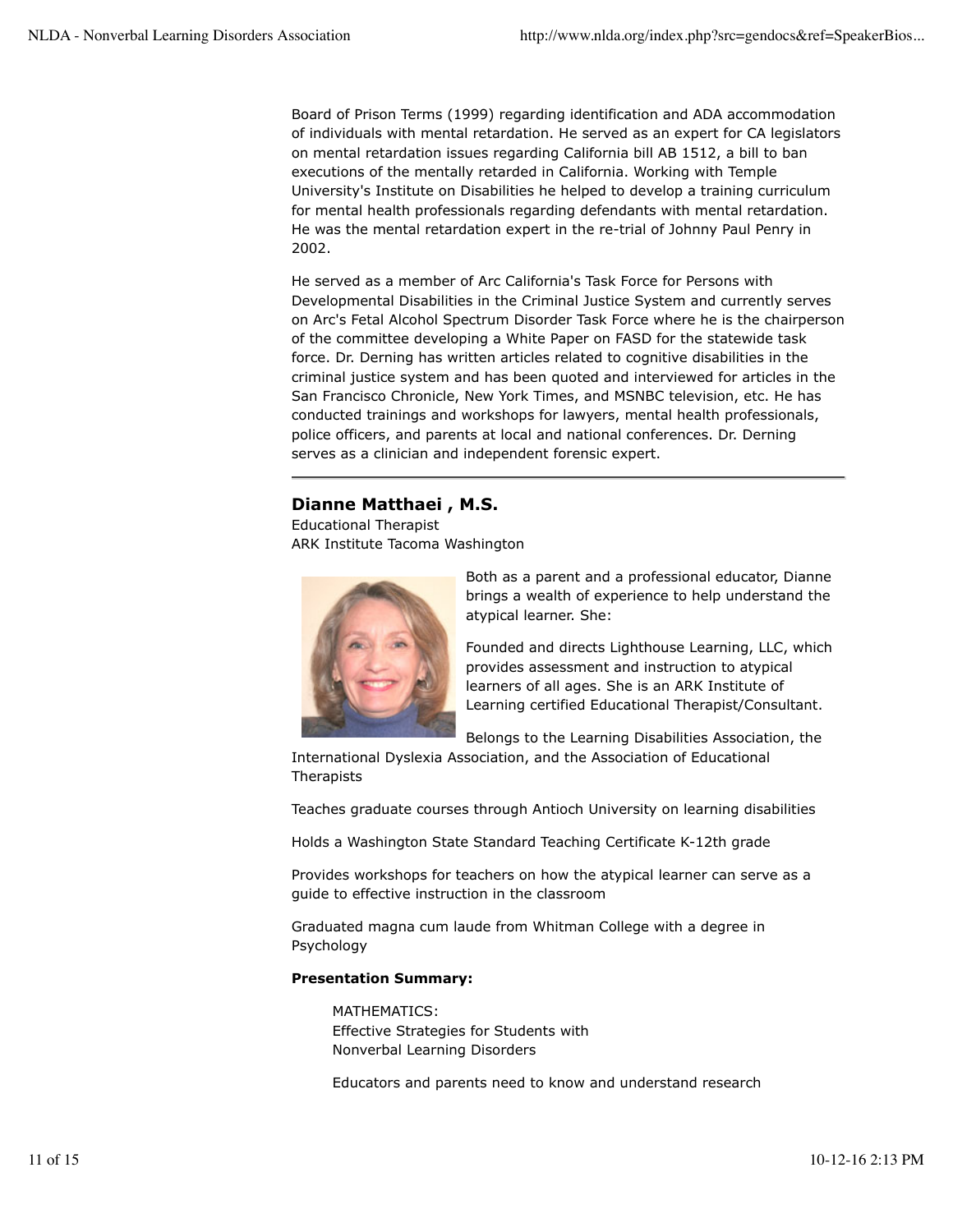Board of Prison Terms (1999) regarding identification and ADA accommodation of individuals with mental retardation. He served as an expert for CA legislators on mental retardation issues regarding California bill AB 1512, a bill to ban executions of the mentally retarded in California. Working with Temple University's Institute on Disabilities he helped to develop a training curriculum for mental health professionals regarding defendants with mental retardation. He was the mental retardation expert in the re-trial of Johnny Paul Penry in 2002.

He served as a member of Arc California's Task Force for Persons with Developmental Disabilities in the Criminal Justice System and currently serves on Arc's Fetal Alcohol Spectrum Disorder Task Force where he is the chairperson of the committee developing a White Paper on FASD for the statewide task force. Dr. Derning has written articles related to cognitive disabilities in the criminal justice system and has been quoted and interviewed for articles in the San Francisco Chronicle, New York Times, and MSNBC television, etc. He has conducted trainings and workshops for lawyers, mental health professionals, police officers, and parents at local and national conferences. Dr. Derning serves as a clinician and independent forensic expert.

---

### Dianne Matthaei , M.S.

Educational Therapist
ARK Institute Tacoma Washington

Both as a parent and a professional educator, Dianne brings a wealth of experience to help understand the atypical learner. She:

Founded and directs Lighthouse Learning, LLC, which provides assessment and instruction to atypical learners of all ages. She is an ARK Institute of Learning certified Educational Therapist/Consultant.

Belongs to the Learning Disabilities Association, the International Dyslexia Association, and the Association of Educational Therapists

Teaches graduate courses through Antioch University on learning disabilities

Holds a Washington State Standard Teaching Certificate K-12th grade

Provides workshops for teachers on how the atypical learner can serve as a guide to effective instruction in the classroom

Graduated magna cum laude from Whitman College with a degree in Psychology

**Presentation Summary:**

> MATHEMATICS:
> Effective Strategies for Students with
> Nonverbal Learning Disorders
>
> Educators and parents need to know and understand research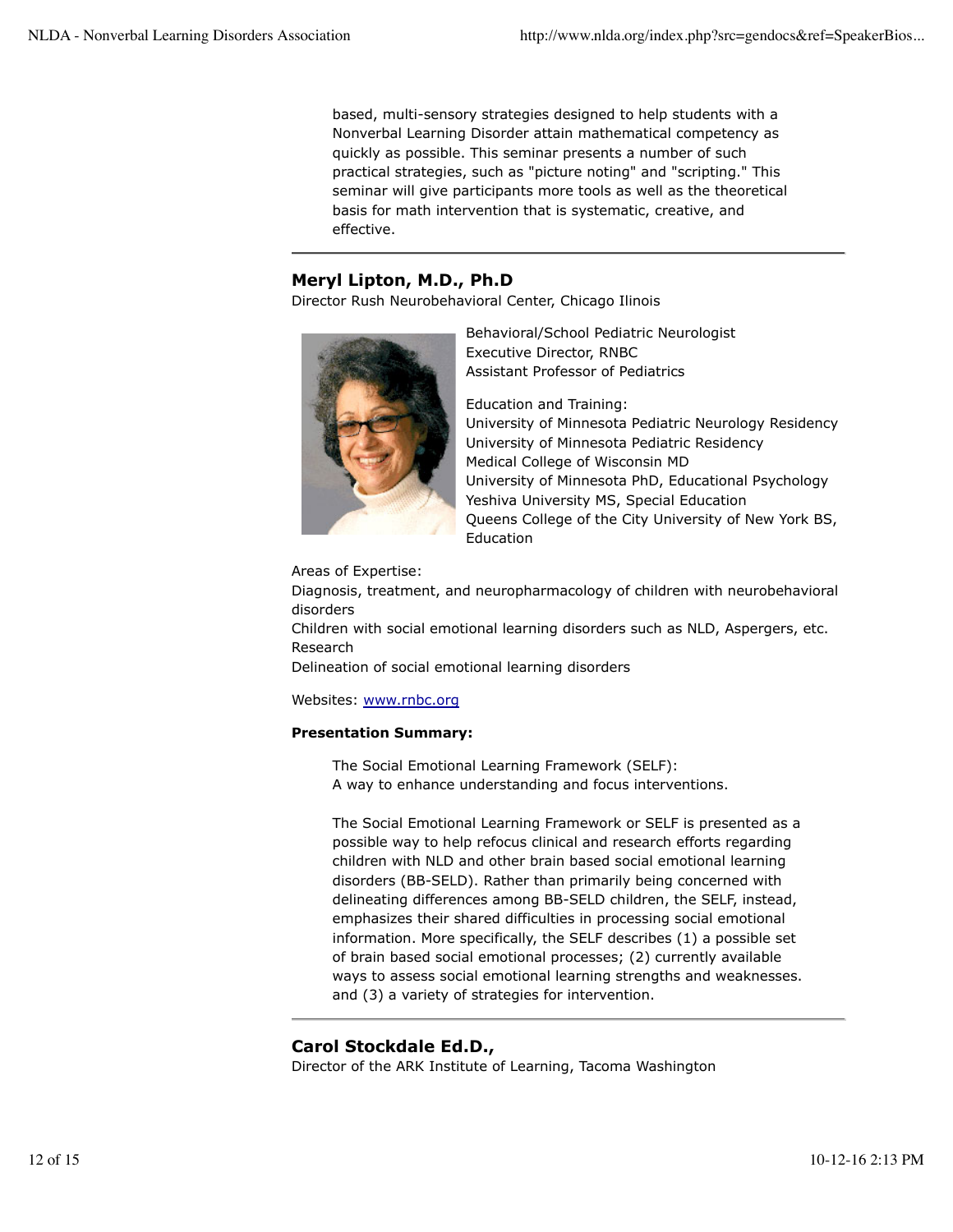based, multi-sensory strategies designed to help students with a Nonverbal Learning Disorder attain mathematical competency as quickly as possible. This seminar presents a number of such practical strategies, such as "picture noting" and "scripting." This seminar will give participants more tools as well as the theoretical basis for math intervention that is systematic, creative, and effective.

---

### Meryl Lipton, M.D., Ph.D

Director Rush Neurobehavioral Center, Chicago Ilinois

Behavioral/School Pediatric Neurologist
Executive Director, RNBC
Assistant Professor of Pediatrics

Education and Training:
University of Minnesota Pediatric Neurology Residency
University of Minnesota Pediatric Residency
Medical College of Wisconsin MD
University of Minnesota PhD, Educational Psychology
Yeshiva University MS, Special Education
Queens College of the City University of New York BS, Education

Areas of Expertise:
Diagnosis, treatment, and neuropharmacology of children with neurobehavioral disorders
Children with social emotional learning disorders such as NLD, Aspergers, etc.
Research
Delineation of social emotional learning disorders

Websites: www.rnbc.org

**Presentation Summary:**

The Social Emotional Learning Framework (SELF):
A way to enhance understanding and focus interventions.

The Social Emotional Learning Framework or SELF is presented as a possible way to help refocus clinical and research efforts regarding children with NLD and other brain based social emotional learning disorders (BB-SELD). Rather than primarily being concerned with delineating differences among BB-SELD children, the SELF, instead, emphasizes their shared difficulties in processing social emotional information. More specifically, the SELF describes (1) a possible set of brain based social emotional processes; (2) currently available ways to assess social emotional learning strengths and weaknesses. and (3) a variety of strategies for intervention.

---

### Carol Stockdale Ed.D.,

Director of the ARK Institute of Learning, Tacoma Washington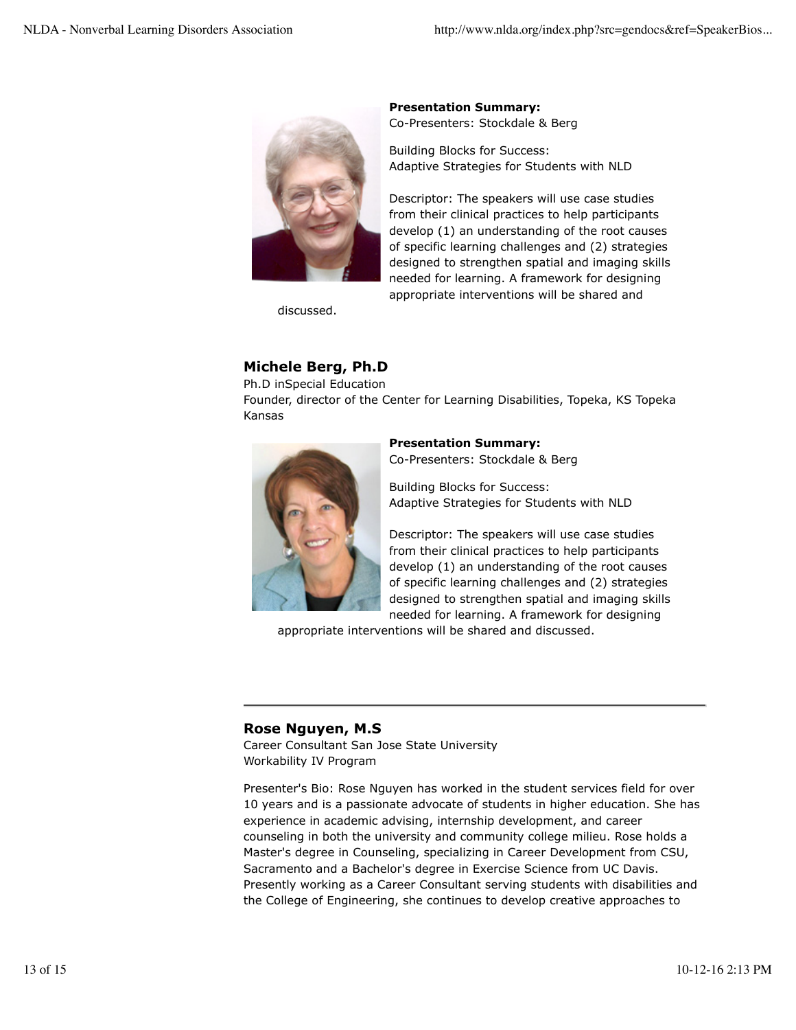**Presentation Summary:**
Co-Presenters: Stockdale & Berg

Building Blocks for Success:
Adaptive Strategies for Students with NLD

Descriptor: The speakers will use case studies from their clinical practices to help participants develop (1) an understanding of the root causes of specific learning challenges and (2) strategies designed to strengthen spatial and imaging skills needed for learning. A framework for designing appropriate interventions will be shared and discussed.

### Michele Berg, Ph.D

Ph.D inSpecial Education
Founder, director of the Center for Learning Disabilities, Topeka, KS Topeka Kansas

**Presentation Summary:**
Co-Presenters: Stockdale & Berg

Building Blocks for Success:
Adaptive Strategies for Students with NLD

Descriptor: The speakers will use case studies from their clinical practices to help participants develop (1) an understanding of the root causes of specific learning challenges and (2) strategies designed to strengthen spatial and imaging skills needed for learning. A framework for designing appropriate interventions will be shared and discussed.

---

### Rose Nguyen, M.S

Career Consultant San Jose State University
Workability IV Program

Presenter's Bio: Rose Nguyen has worked in the student services field for over 10 years and is a passionate advocate of students in higher education. She has experience in academic advising, internship development, and career counseling in both the university and community college milieu. Rose holds a Master's degree in Counseling, specializing in Career Development from CSU, Sacramento and a Bachelor's degree in Exercise Science from UC Davis. Presently working as a Career Consultant serving students with disabilities and the College of Engineering, she continues to develop creative approaches to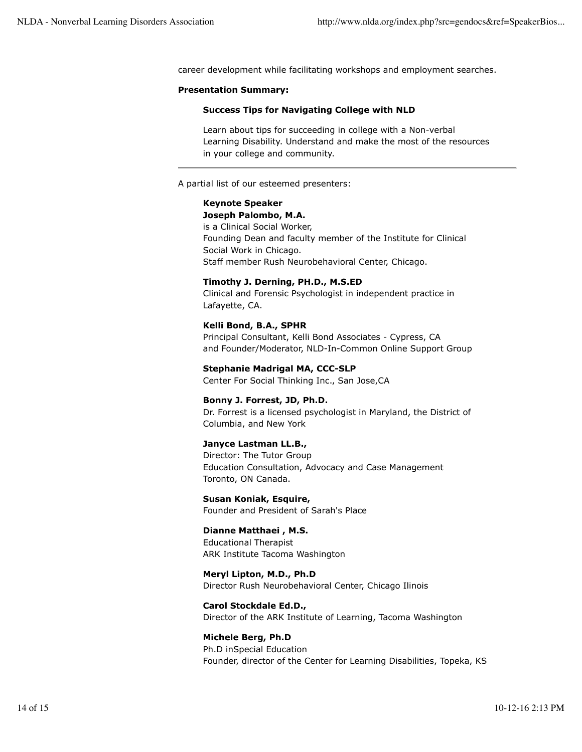career development while facilitating workshops and employment searches.

**Presentation Summary:**

> **Success Tips for Navigating College with NLD**
>
> Learn about tips for succeeding in college with a Non-verbal Learning Disability. Understand and make the most of the resources in your college and community.

---

A partial list of our esteemed presenters:

**Keynote Speaker**
**Joseph Palombo, M.A.**
is a Clinical Social Worker,
Founding Dean and faculty member of the Institute for Clinical Social Work in Chicago.
Staff member Rush Neurobehavioral Center, Chicago.

**Timothy J. Derning, PH.D., M.S.ED**
Clinical and Forensic Psychologist in independent practice in Lafayette, CA.

**Kelli Bond, B.A., SPHR**
Principal Consultant, Kelli Bond Associates - Cypress, CA
and Founder/Moderator, NLD-In-Common Online Support Group

**Stephanie Madrigal MA, CCC-SLP**
Center For Social Thinking Inc., San Jose,CA

**Bonny J. Forrest, JD, Ph.D.**
Dr. Forrest is a licensed psychologist in Maryland, the District of Columbia, and New York

**Janyce Lastman LL.B.,**
Director: The Tutor Group
Education Consultation, Advocacy and Case Management
Toronto, ON Canada.

**Susan Koniak, Esquire,**
Founder and President of Sarah's Place

**Dianne Matthaei , M.S.**
Educational Therapist
ARK Institute Tacoma Washington

**Meryl Lipton, M.D., Ph.D**
Director Rush Neurobehavioral Center, Chicago Ilinois

**Carol Stockdale Ed.D.,**
Director of the ARK Institute of Learning, Tacoma Washington

**Michele Berg, Ph.D**
Ph.D inSpecial Education
Founder, director of the Center for Learning Disabilities, Topeka, KS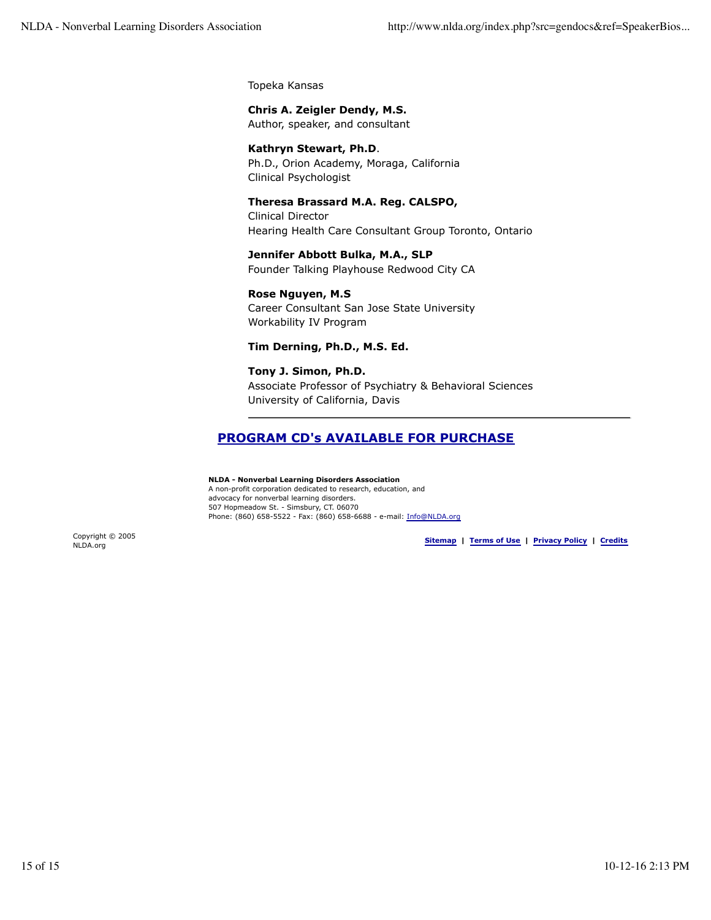Topeka Kansas

**Chris A. Zeigler Dendy, M.S.**
Author, speaker, and consultant

**Kathryn Stewart, Ph.D**.
Ph.D., Orion Academy, Moraga, California
Clinical Psychologist

**Theresa Brassard M.A. Reg. CALSPO,**
Clinical Director
Hearing Health Care Consultant Group Toronto, Ontario

**Jennifer Abbott Bulka, M.A., SLP**
Founder Talking Playhouse Redwood City CA

**Rose Nguyen, M.S**
Career Consultant San Jose State University
Workability IV Program

**Tim Derning, Ph.D., M.S. Ed.**

**Tony J. Simon, Ph.D.**
Associate Professor of Psychiatry & Behavioral Sciences
University of California, Davis

---

## PROGRAM CD's AVAILABLE FOR PURCHASE

**NLDA - Nonverbal Learning Disorders Association**
A non-profit corporation dedicated to research, education, and advocacy for nonverbal learning disorders.
507 Hopmeadow St. - Simsbury, CT. 06070
Phone: (860) 658-5522 - Fax: (860) 658-6688 - e-mail: Info@NLDA.org

Copyright © 2005 NLDA.org

Sitemap | Terms of Use | Privacy Policy | Credits